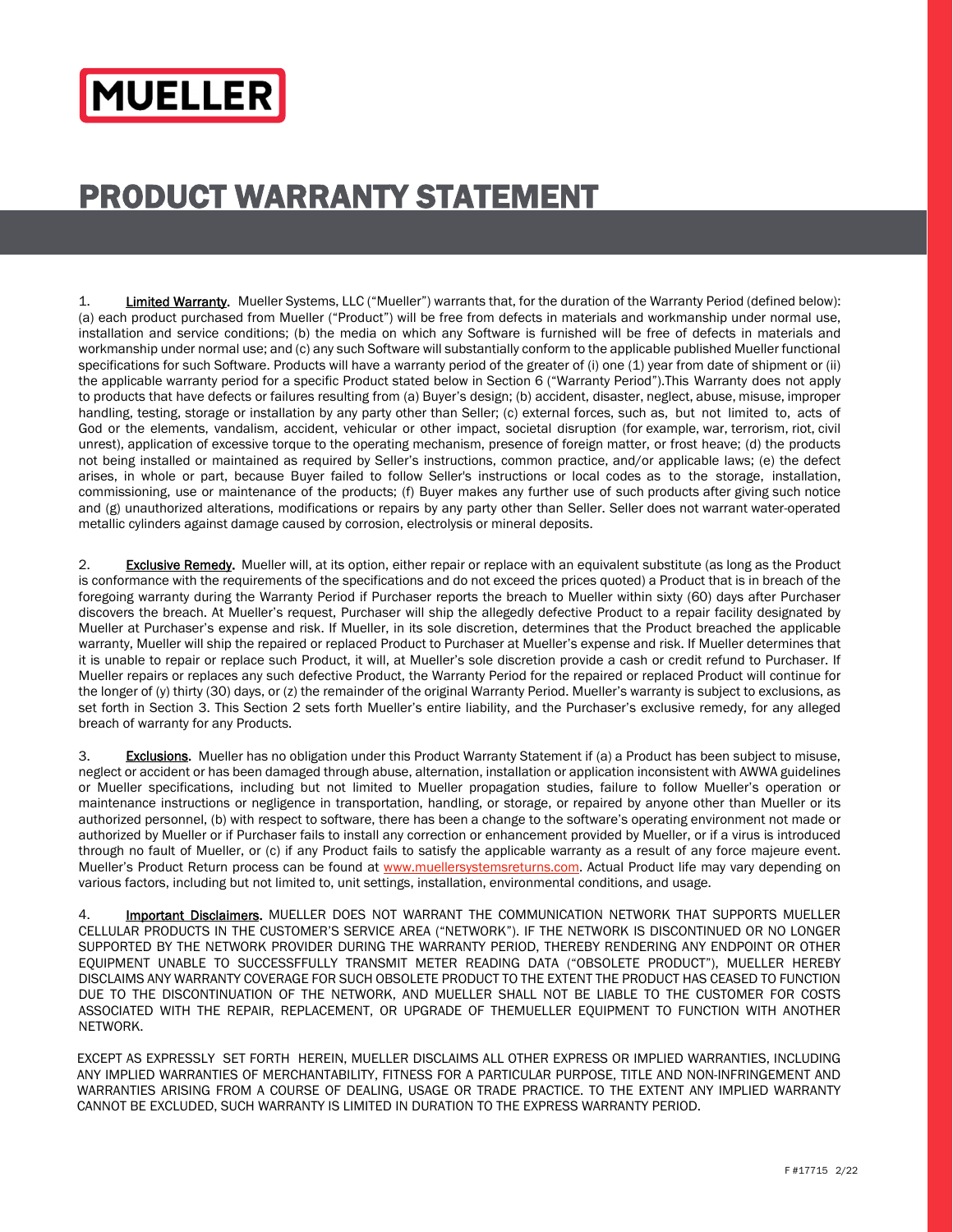MUELLER

# PRODUCT WARRANTY STATEMENT

1. **Limited Warranty.** Mueller Systems, LLC ("Mueller") warrants that, for the duration of the Warranty Period (defined below): (a) each product purchased from Mueller ("Product") will be free from defects in materials and workmanship under normal use, installation and service conditions; (b) the media on which any Software is furnished will be free of defects in materials and workmanship under normal use; and (c) any such Software will substantially conform to the applicable published Mueller functional specifications for such Software. Products will have a warranty period of the greater of (i) one (1) year from date of shipment or (ii) the applicable warranty period for a specific Product stated below in Section 6 ("Warranty Period").This Warranty does not apply to products that have defects or failures resulting from (a) Buyer's design; (b) accident, disaster, neglect, abuse, misuse, improper handling, testing, storage or installation by any party other than Seller; (c) external forces, such as, but not limited to, acts of God or the elements, vandalism, accident, vehicular or other impact, societal disruption (for example, war, terrorism, riot, civil unrest), application of excessive torque to the operating mechanism, presence of foreign matter, or frost heave; (d) the products not being installed or maintained as required by Seller's instructions, common practice, and/or applicable laws; (e) the defect arises, in whole or part, because Buyer failed to follow Seller's instructions or local codes as to the storage, installation, commissioning, use or maintenance of the products; (f) Buyer makes any further use of such products after giving such notice and (g) unauthorized alterations, modifications or repairs by any party other than Seller. Seller does not warrant water-operated metallic cylinders against damage caused by corrosion, electrolysis or mineral deposits.

2. **Exclusive Remedy.** Mueller will, at its option, either repair or replace with an equivalent substitute (as long as the Product is conformance with the requirements of the specifications and do not exceed the prices quoted) a Product that is in breach of the foregoing warranty during the Warranty Period if Purchaser reports the breach to Mueller within sixty (60) days after Purchaser discovers the breach. At Mueller's request, Purchaser will ship the allegedly defective Product to a repair facility designated by Mueller at Purchaser's expense and risk. If Mueller, in its sole discretion, determines that the Product breached the applicable warranty, Mueller will ship the repaired or replaced Product to Purchaser at Mueller's expense and risk. If Mueller determines that it is unable to repair or replace such Product, it will, at Mueller's sole discretion provide a cash or credit refund to Purchaser. If Mueller repairs or replaces any such defective Product, the Warranty Period for the repaired or replaced Product will continue for the longer of (y) thirty (30) days, or (z) the remainder of the original Warranty Period. Mueller's warranty is subject to exclusions, as set forth in Section 3. This Section 2 sets forth Mueller's entire liability, and the Purchaser's exclusive remedy, for any alleged breach of warranty for any Products.

3. **Exclusions.** Mueller has no obligation under this Product Warranty Statement if (a) a Product has been subject to misuse, neglect or accident or has been damaged through abuse, alternation, installation or application inconsistent with AWWA guidelines or Mueller specifications, including but not limited to Mueller propagation studies, failure to follow Mueller's operation or maintenance instructions or negligence in transportation, handling, or storage, or repaired by anyone other than Mueller or its authorized personnel, (b) with respect to software, there has been a change to the software's operating environment not made or authorized by Mueller or if Purchaser fails to install any correction or enhancement provided by Mueller, or if a virus is introduced through no fault of Mueller, or (c) if any Product fails to satisfy the applicable warranty as a result of any force majeure event. Mueller's Product Return process can be found at www.muellersystemsreturns.com. Actual Product life may vary depending on various factors, including but not limited to, unit settings, installation, environmental conditions, and usage.

4. **Important Disclaimers.** MUELLER DOES NOT WARRANT THE COMMUNICATION NETWORK THAT SUPPORTS MUELLER CELLULAR PRODUCTS IN THE CUSTOMER'S SERVICE AREA ("NETWORK"). IF THE NETWORK IS DISCONTINUED OR NO LONGER SUPPORTED BY THE NETWORK PROVIDER DURING THE WARRANTY PERIOD, THEREBY RENDERING ANY ENDPOINT OR OTHER EQUIPMENT UNABLE TO SUCCESSFFULLY TRANSMIT METER READING DATA ("OBSOLETE PRODUCT"), MUELLER HEREBY DISCLAIMS ANY WARRANTY COVERAGE FOR SUCH OBSOLETE PRODUCT TO THE EXTENT THE PRODUCT HAS CEASED TO FUNCTION DUE TO THE DISCONTINUATION OF THE NETWORK, AND MUELLER SHALL NOT BE LIABLE TO THE CUSTOMER FOR COSTS ASSOCIATED WITH THE REPAIR, REPLACEMENT, OR UPGRADE OF THEMUELLER EQUIPMENT TO FUNCTION WITH ANOTHER NETWORK.

EXCEPT AS EXPRESSLY SET FORTH HEREIN, MUELLER DISCLAIMS ALL OTHER EXPRESS OR IMPLIED WARRANTIES, INCLUDING ANY IMPLIED WARRANTIES OF MERCHANTABILITY, FITNESS FOR A PARTICULAR PURPOSE, TITLE AND NON-INFRINGEMENT AND WARRANTIES ARISING FROM A COURSE OF DEALING, USAGE OR TRADE PRACTICE. TO THE EXTENT ANY IMPLIED WARRANTY CANNOT BE EXCLUDED, SUCH WARRANTY IS LIMITED IN DURATION TO THE EXPRESS WARRANTY PERIOD.

F #17715 2/22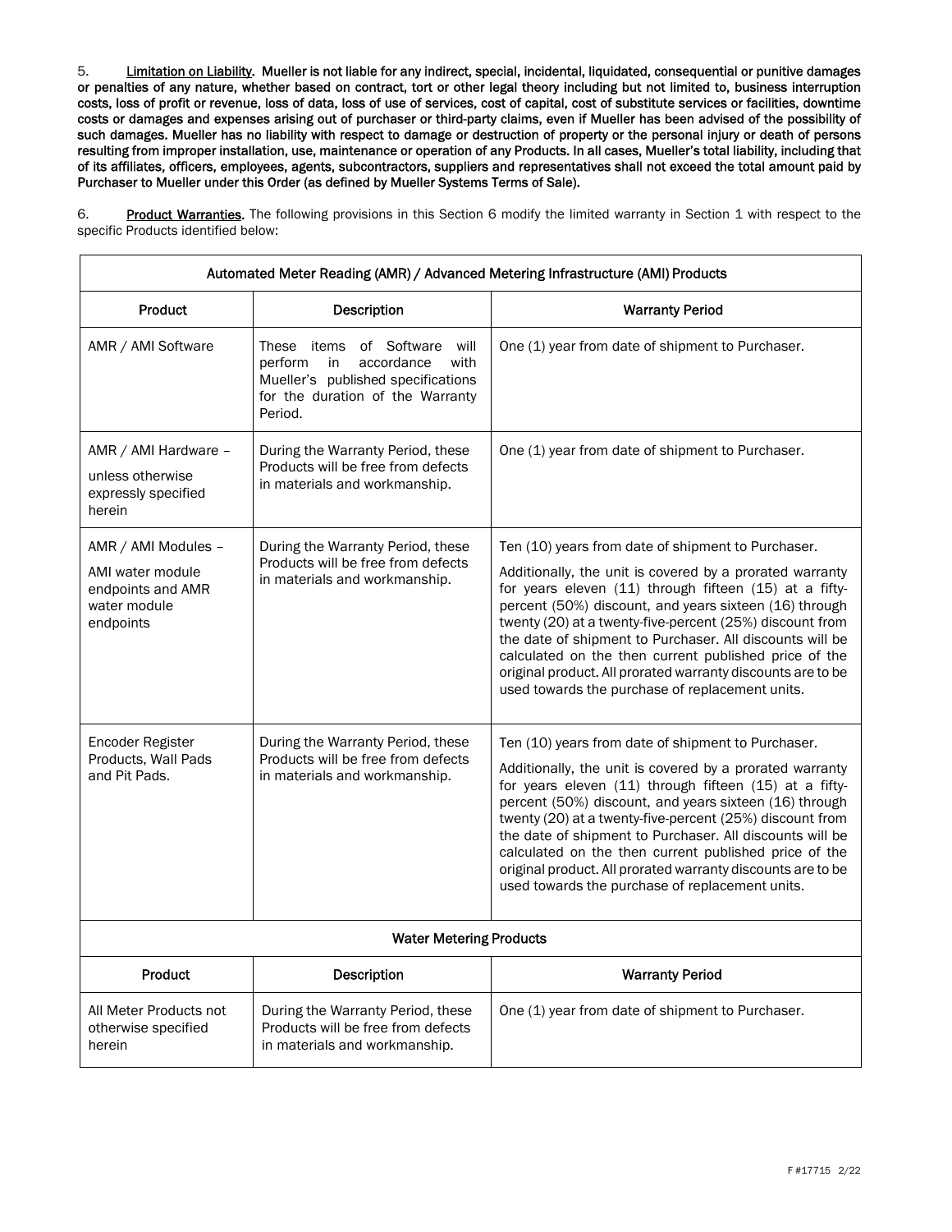5. **<u>Limitation on Liability</u>. Mueller is not liable for any indirect, special, incidental, liquidated, consequential or punitive damages or penalties of any nature, whether based on contract, tort or other legal theory including but not limited to, business interruption costs, loss of profit or revenue, loss of data, loss of use of services, cost of capital, cost of substitute services or facilities, downtime costs or damages and expenses arising out of purchaser or third-party claims, even if Mueller has been advised of the possibility of such damages. Mueller has no liability with respect to damage or destruction of property or the personal injury or death of persons resulting from improper installation, use, maintenance or operation of any Products. In all cases, Mueller's total liability, including that of its affiliates, officers, employees, agents, subcontractors, suppliers and representatives shall not exceed the total amount paid by Purchaser to Mueller under this Order (as defined by Mueller Systems Terms of Sale).**

6. **<u>Product Warranties</u>.** The following provisions in this Section 6 modify the limited warranty in Section 1 with respect to the specific Products identified below:

| Automated Meter Reading (AMR) / Advanced Metering Infrastructure (AMI) Products | | |
|---|---|---|
| **Product** | **Description** | **Warranty Period** |
| AMR / AMI Software | These items of Software will perform in accordance with Mueller's published specifications for the duration of the Warranty Period. | One (1) year from date of shipment to Purchaser. |
| AMR / AMI Hardware – unless otherwise expressly specified herein | During the Warranty Period, these Products will be free from defects in materials and workmanship. | One (1) year from date of shipment to Purchaser. |
| AMR / AMI Modules – AMI water module endpoints and AMR water module endpoints | During the Warranty Period, these Products will be free from defects in materials and workmanship. | Ten (10) years from date of shipment to Purchaser. Additionally, the unit is covered by a prorated warranty for years eleven (11) through fifteen (15) at a fifty-percent (50%) discount, and years sixteen (16) through twenty (20) at a twenty-five-percent (25%) discount from the date of shipment to Purchaser. All discounts will be calculated on the then current published price of the original product. All prorated warranty discounts are to be used towards the purchase of replacement units. |
| Encoder Register Products, Wall Pads and Pit Pads. | During the Warranty Period, these Products will be free from defects in materials and workmanship. | Ten (10) years from date of shipment to Purchaser. Additionally, the unit is covered by a prorated warranty for years eleven (11) through fifteen (15) at a fifty-percent (50%) discount, and years sixteen (16) through twenty (20) at a twenty-five-percent (25%) discount from the date of shipment to Purchaser. All discounts will be calculated on the then current published price of the original product. All prorated warranty discounts are to be used towards the purchase of replacement units. |

| Water Metering Products | | |
|---|---|---|
| **Product** | **Description** | **Warranty Period** |
| All Meter Products not otherwise specified herein | During the Warranty Period, these Products will be free from defects in materials and workmanship. | One (1) year from date of shipment to Purchaser. |

F #17715 2/22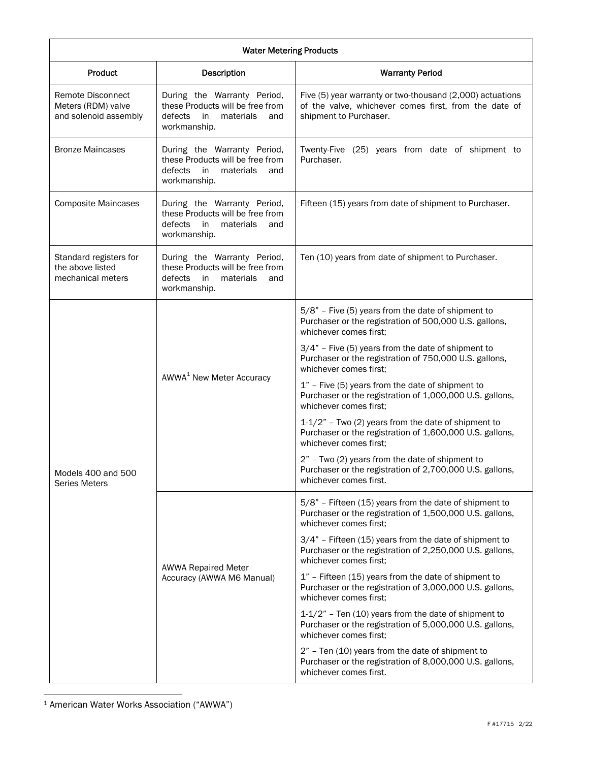| Water Metering Products | | |
|---|---|---|
| **Product** | **Description** | **Warranty Period** |
| Remote Disconnect Meters (RDM) valve and solenoid assembly | During the Warranty Period, these Products will be free from defects in materials and workmanship. | Five (5) year warranty or two-thousand (2,000) actuations of the valve, whichever comes first, from the date of shipment to Purchaser. |
| Bronze Maincases | During the Warranty Period, these Products will be free from defects in materials and workmanship. | Twenty-Five (25) years from date of shipment to Purchaser. |
| Composite Maincases | During the Warranty Period, these Products will be free from defects in materials and workmanship. | Fifteen (15) years from date of shipment to Purchaser. |
| Standard registers for the above listed mechanical meters | During the Warranty Period, these Products will be free from defects in materials and workmanship. | Ten (10) years from date of shipment to Purchaser. |
| Models 400 and 500 Series Meters | AWWA[1] New Meter Accuracy | 5/8" – Five (5) years from the date of shipment to Purchaser or the registration of 500,000 U.S. gallons, whichever comes first;<br><br>3/4" – Five (5) years from the date of shipment to Purchaser or the registration of 750,000 U.S. gallons, whichever comes first;<br><br>1" – Five (5) years from the date of shipment to Purchaser or the registration of 1,000,000 U.S. gallons, whichever comes first;<br><br>1-1/2" – Two (2) years from the date of shipment to Purchaser or the registration of 1,600,000 U.S. gallons, whichever comes first;<br><br>2" – Two (2) years from the date of shipment to Purchaser or the registration of 2,700,000 U.S. gallons, whichever comes first. |
| | AWWA Repaired Meter Accuracy (AWWA M6 Manual) | 5/8" – Fifteen (15) years from the date of shipment to Purchaser or the registration of 1,500,000 U.S. gallons, whichever comes first;<br><br>3/4" – Fifteen (15) years from the date of shipment to Purchaser or the registration of 2,250,000 U.S. gallons, whichever comes first;<br><br>1" – Fifteen (15) years from the date of shipment to Purchaser or the registration of 3,000,000 U.S. gallons, whichever comes first;<br><br>1-1/2" – Ten (10) years from the date of shipment to Purchaser or the registration of 5,000,000 U.S. gallons, whichever comes first;<br><br>2" – Ten (10) years from the date of shipment to Purchaser or the registration of 8,000,000 U.S. gallons, whichever comes first. |

[1] American Water Works Association ("AWWA")

F #17715 2/22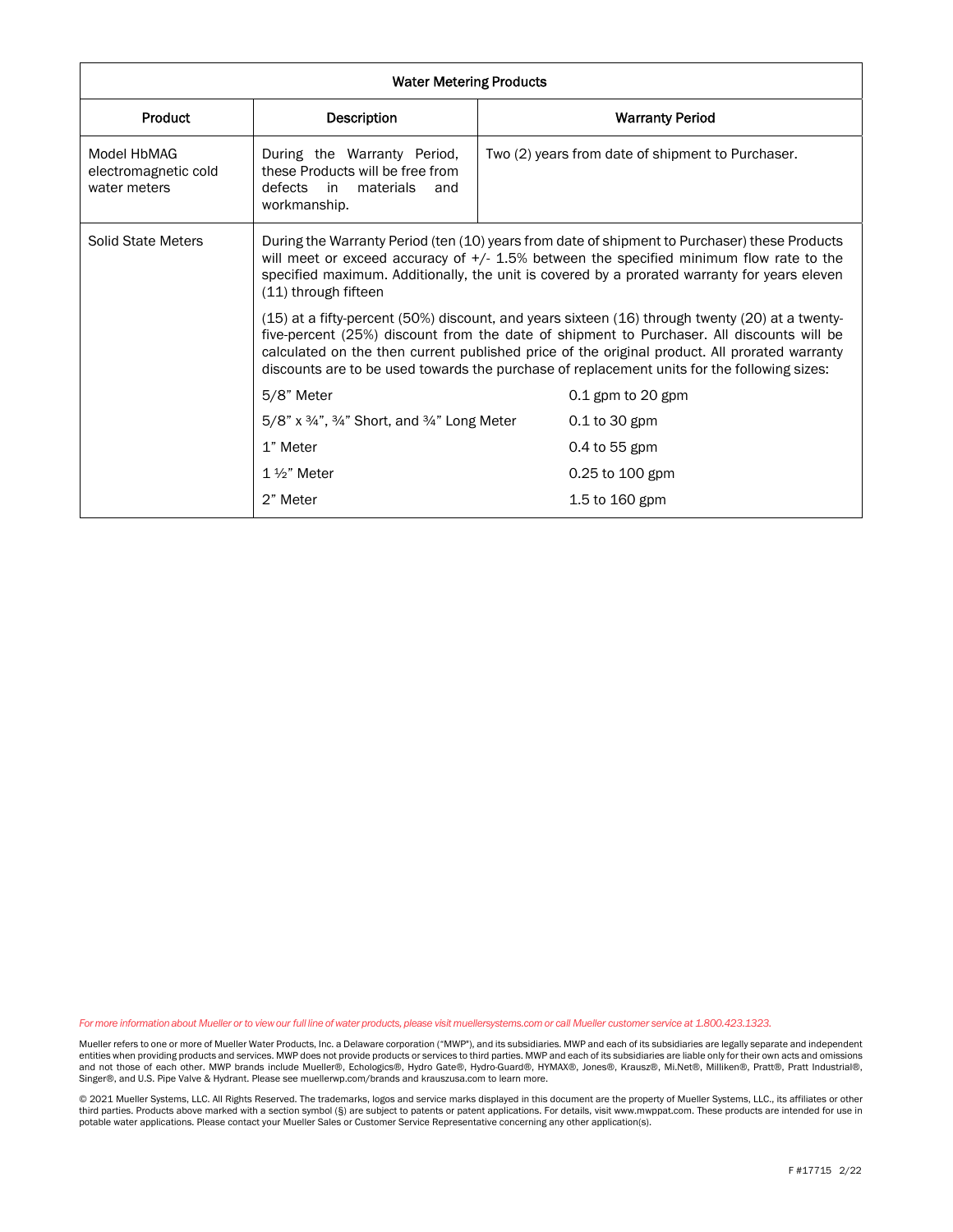| Water Metering Products | | |
|---|---|---|
| **Product** | **Description** | **Warranty Period** |
| Model HbMAG electromagnetic cold water meters | During the Warranty Period, these Products will be free from defects in materials and workmanship. | Two (2) years from date of shipment to Purchaser. |
| Solid State Meters | During the Warranty Period (ten (10) years from date of shipment to Purchaser) these Products will meet or exceed accuracy of +/- 1.5% between the specified minimum flow rate to the specified maximum. Additionally, the unit is covered by a prorated warranty for years eleven (11) through fifteen (15) at a fifty-percent (50%) discount, and years sixteen (16) through twenty (20) at a twenty-five-percent (25%) discount from the date of shipment to Purchaser. All discounts will be calculated on the then current published price of the original product. All prorated warranty discounts are to be used towards the purchase of replacement units for the following sizes: | |
| | 5/8" Meter | 0.1 gpm to 20 gpm |
| | 5/8" x ¾", ¾" Short, and ¾" Long Meter | 0.1 to 30 gpm |
| | 1" Meter | 0.4 to 55 gpm |
| | 1 ½" Meter | 0.25 to 100 gpm |
| | 2" Meter | 1.5 to 160 gpm |

*For more information about Mueller or to view our full line of water products, please visit muellersystems.com or call Mueller customer service at 1.800.423.1323.*

Mueller refers to one or more of Mueller Water Products, Inc. a Delaware corporation ("MWP"), and its subsidiaries. MWP and each of its subsidiaries are legally separate and independent entities when providing products and services. MWP does not provide products or services to third parties. MWP and each of its subsidiaries are liable only for their own acts and omissions and not those of each other. MWP brands include Mueller®, Echologics®, Hydro Gate®, Hydro-Guard®, HYMAX®, Jones®, Krausz®, Mi.Net®, Milliken®, Pratt®, Pratt Industrial®, Singer®, and U.S. Pipe Valve & Hydrant. Please see muellerwp.com/brands and krauszusa.com to learn more.

© 2021 Mueller Systems, LLC. All Rights Reserved. The trademarks, logos and service marks displayed in this document are the property of Mueller Systems, LLC., its affiliates or other third parties. Products above marked with a section symbol (§) are subject to patents or patent applications. For details, visit www.mwppat.com. These products are intended for use in potable water applications. Please contact your Mueller Sales or Customer Service Representative concerning any other application(s).

F #17715 2/22